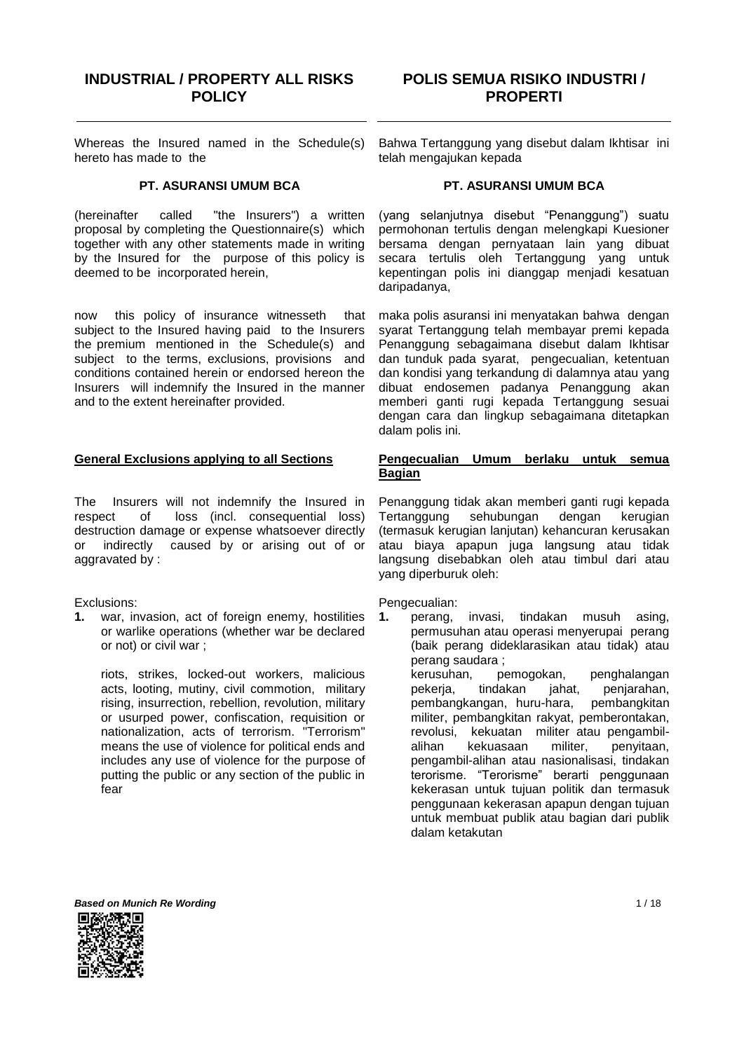# INDUSTRIAL / PROPERTY ALL RISKS POLICY

Whereas the Insured named in the Schedule(s) hereto has made to the

**PT. ASURANSI UMUM BCA**

(hereinafter called "the Insurers") a written proposal by completing the Questionnaire(s) which together with any other statements made in writing by the Insured for the purpose of this policy is deemed to be incorporated herein,

now this policy of insurance witnesseth that subject to the Insured having paid to the Insurers the premium mentioned in the Schedule(s) and subject to the terms, exclusions, provisions and conditions contained herein or endorsed hereon the Insurers will indemnify the Insured in the manner and to the extent hereinafter provided.

**General Exclusions applying to all Sections**

The Insurers will not indemnify the Insured in respect of loss (incl. consequential loss) destruction damage or expense whatsoever directly or indirectly caused by or arising out of or aggravated by :

Exclusions:

**1.** war, invasion, act of foreign enemy, hostilities or warlike operations (whether war be declared or not) or civil war ;

riots, strikes, locked-out workers, malicious acts, looting, mutiny, civil commotion, military rising, insurrection, rebellion, revolution, military or usurped power, confiscation, requisition or nationalization, acts of terrorism. "Terrorism" means the use of violence for political ends and includes any use of violence for the purpose of putting the public or any section of the public in fear

# POLIS SEMUA RISIKO INDUSTRI / PROPERTI

Bahwa Tertanggung yang disebut dalam Ikhtisar ini telah mengajukan kepada

**PT. ASURANSI UMUM BCA**

(yang selanjutnya disebut "Penanggung") suatu permohonan tertulis dengan melengkapi Kuesioner bersama dengan pernyataan lain yang dibuat secara tertulis oleh Tertanggung yang untuk kepentingan polis ini dianggap menjadi kesatuan daripadanya,

maka polis asuransi ini menyatakan bahwa dengan syarat Tertanggung telah membayar premi kepada Penanggung sebagaimana disebut dalam Ikhtisar dan tunduk pada syarat, pengecualian, ketentuan dan kondisi yang terkandung di dalamnya atau yang dibuat endosemen padanya Penanggung akan memberi ganti rugi kepada Tertanggung sesuai dengan cara dan lingkup sebagaimana ditetapkan dalam polis ini.

**Pengecualian Umum berlaku untuk semua Bagian**

Penanggung tidak akan memberi ganti rugi kepada Tertanggung sehubungan dengan kerugian (termasuk kerugian lanjutan) kehancuran kerusakan atau biaya apapun juga langsung atau tidak langsung disebabkan oleh atau timbul dari atau yang diperburuk oleh:

Pengecualian:

**1.** perang, invasi, tindakan musuh asing, permusuhan atau operasi menyerupai perang (baik perang dideklarasikan atau tidak) atau perang saudara ;

kerusuhan, pemogokan, penghalangan pekerja, tindakan jahat, penjarahan, pembangkangan, huru-hara, pembangkitan militer, pembangkitan rakyat, pemberontakan, revolusi, kekuatan militer atau pengambil-alihan kekuasaan militer, penyitaan, pengambil-alihan atau nasionalisasi, tindakan terorisme. "Terorisme" berarti penggunaan kekerasan untuk tujuan politik dan termasuk penggunaan kekerasan apapun dengan tujuan untuk membuat publik atau bagian dari publik dalam ketakutan

***Based on Munich Re Wording***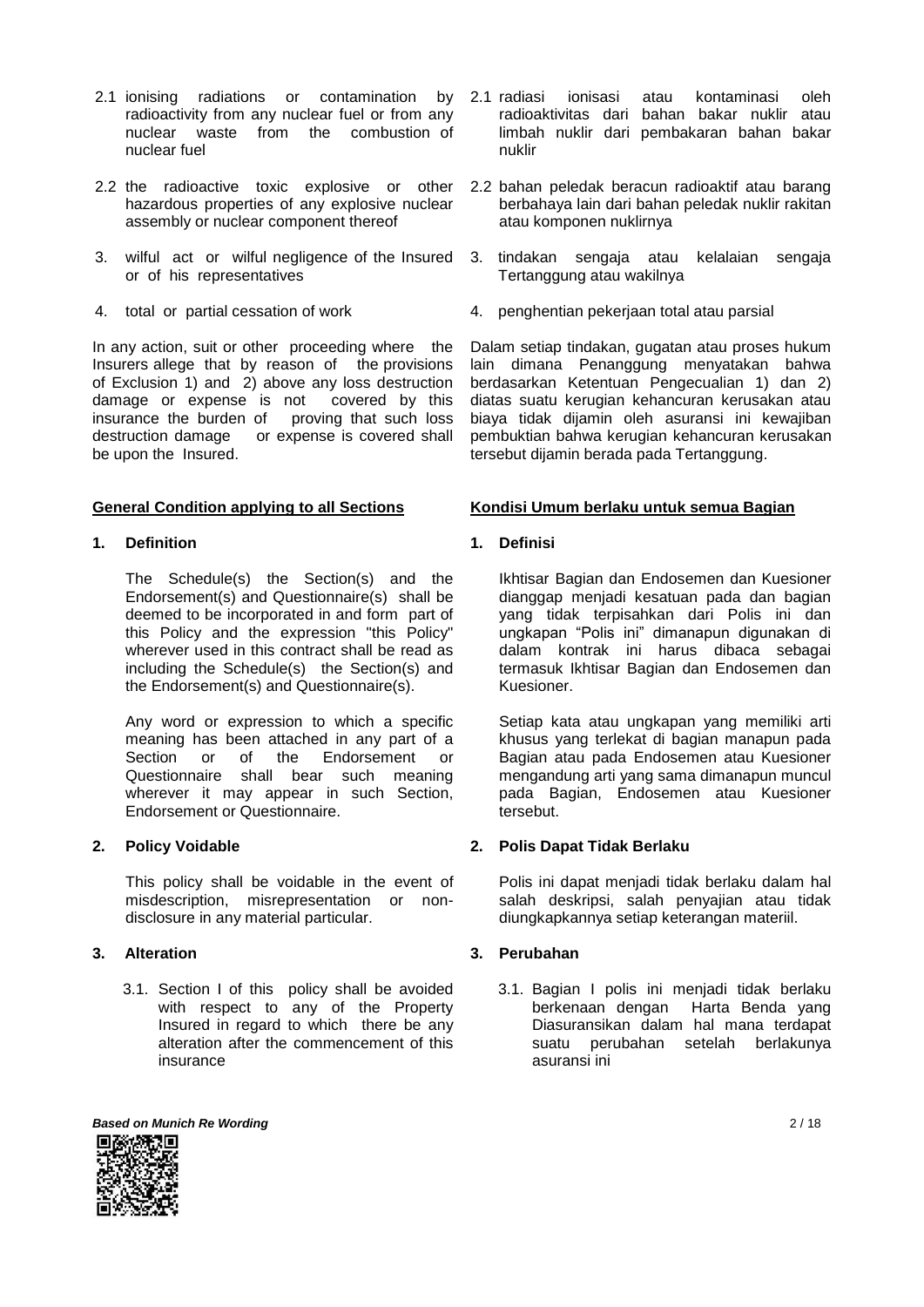2.1 ionising radiations or contamination by radioactivity from any nuclear fuel or from any nuclear waste from the combustion of nuclear fuel

2.2 the radioactive toxic explosive or other hazardous properties of any explosive nuclear assembly or nuclear component thereof

3. wilful act or wilful negligence of the Insured or of his representatives

4. total or partial cessation of work

In any action, suit or other proceeding where the Insurers allege that by reason of the provisions of Exclusion 1) and 2) above any loss destruction damage or expense is not covered by this insurance the burden of proving that such loss destruction damage or expense is covered shall be upon the Insured.

2.1 radiasi ionisasi atau kontaminasi oleh radioaktivitas dari bahan bakar nuklir atau limbah nuklir dari pembakaran bahan bakar nuklir

2.2 bahan peledak beracun radioaktif atau barang berbahaya lain dari bahan peledak nuklir rakitan atau komponen nuklirnya

3. tindakan sengaja atau kelalaian sengaja Tertanggung atau wakilnya

4. penghentian pekerjaan total atau parsial

Dalam setiap tindakan, gugatan atau proses hukum lain dimana Penanggung menyatakan bahwa berdasarkan Ketentuan Pengecualian 1) dan 2) diatas suatu kerugian kehancuran kerusakan atau biaya tidak dijamin oleh asuransi ini kewajiban pembuktian bahwa kerugian kehancuran kerusakan tersebut dijamin berada pada Tertanggung.

## General Condition applying to all Sections

### 1. Definition

The Schedule(s) the Section(s) and the Endorsement(s) and Questionnaire(s) shall be deemed to be incorporated in and form part of this Policy and the expression "this Policy" wherever used in this contract shall be read as including the Schedule(s) the Section(s) and the Endorsement(s) and Questionnaire(s).

Any word or expression to which a specific meaning has been attached in any part of a Section or of the Endorsement or Questionnaire shall bear such meaning wherever it may appear in such Section, Endorsement or Questionnaire.

### 2. Policy Voidable

This policy shall be voidable in the event of misdescription, misrepresentation or non-disclosure in any material particular.

### 3. Alteration

3.1. Section I of this policy shall be avoided with respect to any of the Property Insured in regard to which there be any alteration after the commencement of this insurance

## Kondisi Umum berlaku untuk semua Bagian

### 1. Definisi

Ikhtisar Bagian dan Endosemen dan Kuesioner dianggap menjadi kesatuan pada dan bagian yang tidak terpisahkan dari Polis ini dan ungkapan "Polis ini" dimanapun digunakan di dalam kontrak ini harus dibaca sebagai termasuk Ikhtisar Bagian dan Endosemen dan Kuesioner.

Setiap kata atau ungkapan yang memiliki arti khusus yang terlekat di bagian manapun pada Bagian atau pada Endosemen atau Kuesioner mengandung arti yang sama dimanapun muncul pada Bagian, Endosemen atau Kuesioner tersebut.

### 2. Polis Dapat Tidak Berlaku

Polis ini dapat menjadi tidak berlaku dalam hal salah deskripsi, salah penyajian atau tidak diungkapkannya setiap keterangan materiil.

### 3. Perubahan

3.1. Bagian I polis ini menjadi tidak berlaku berkenaan dengan Harta Benda yang Diasuransikan dalam hal mana terdapat suatu perubahan setelah berlakunya asuransi ini

*Based on Munich Re Wording*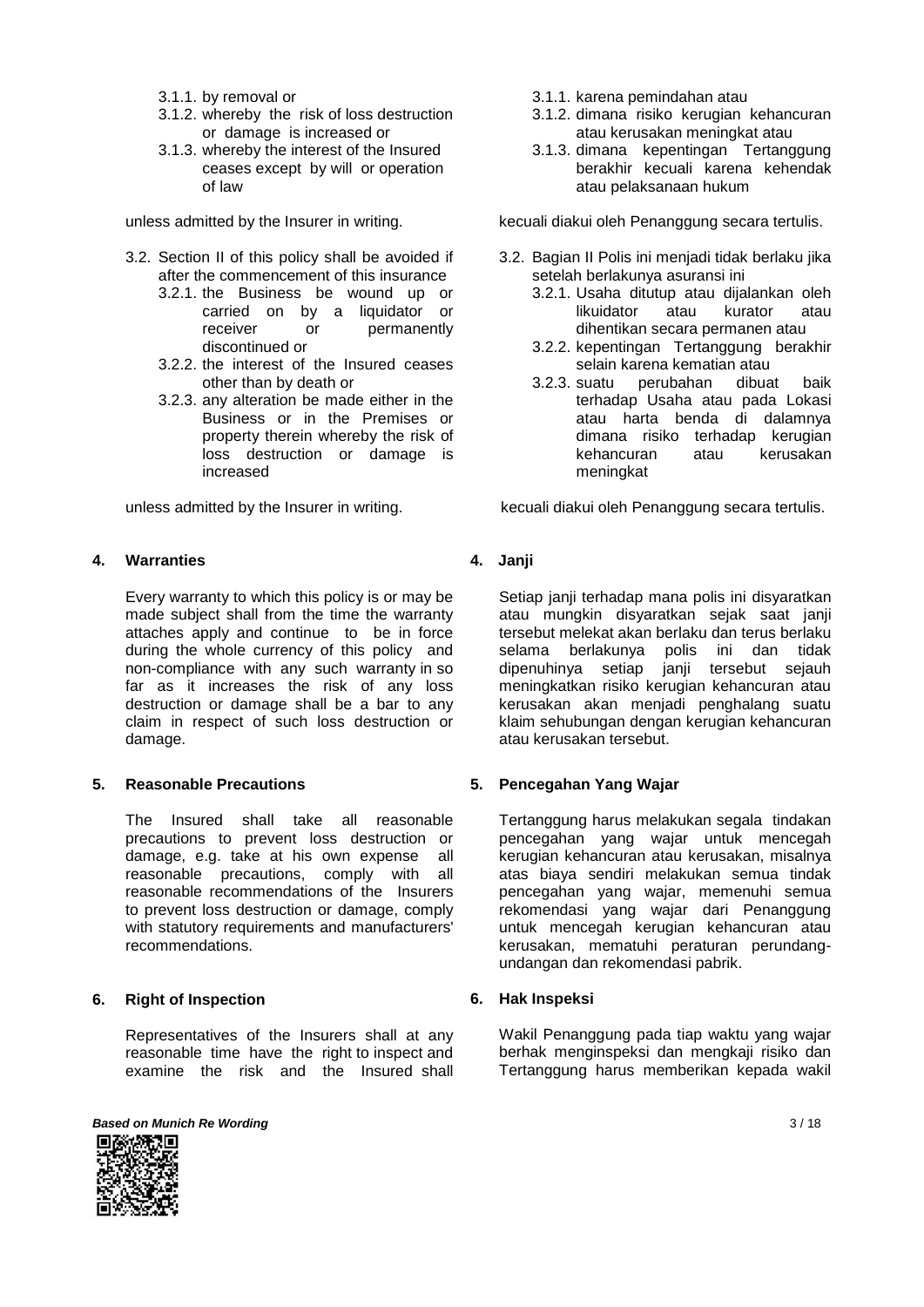3.1.1. by removal or
3.1.2. whereby the risk of loss destruction or damage is increased or
3.1.3. whereby the interest of the Insured ceases except by will or operation of law

unless admitted by the Insurer in writing.

3.2. Section II of this policy shall be avoided if after the commencement of this insurance
3.2.1. the Business be wound up or carried on by a liquidator or receiver or permanently discontinued or
3.2.2. the interest of the Insured ceases other than by death or
3.2.3. any alteration be made either in the Business or in the Premises or property therein whereby the risk of loss destruction or damage is increased

unless admitted by the Insurer in writing.

## 4. Warranties

Every warranty to which this policy is or may be made subject shall from the time the warranty attaches apply and continue to be in force during the whole currency of this policy and non-compliance with any such warranty in so far as it increases the risk of any loss destruction or damage shall be a bar to any claim in respect of such loss destruction or damage.

## 5. Reasonable Precautions

The Insured shall take all reasonable precautions to prevent loss destruction or damage, e.g. take at his own expense all reasonable precautions, comply with all reasonable recommendations of the Insurers to prevent loss destruction or damage, comply with statutory requirements and manufacturers' recommendations.

## 6. Right of Inspection

Representatives of the Insurers shall at any reasonable time have the right to inspect and examine the risk and the Insured shall

3.1.1. karena pemindahan atau
3.1.2. dimana risiko kerugian kehancuran atau kerusakan meningkat atau
3.1.3. dimana kepentingan Tertanggung berakhir kecuali karena kehendak atau pelaksanaan hukum

kecuali diakui oleh Penanggung secara tertulis.

3.2. Bagian II Polis ini menjadi tidak berlaku jika setelah berlakunya asuransi ini
3.2.1. Usaha ditutup atau dijalankan oleh likuidator atau kurator atau dihentikan secara permanen atau
3.2.2. kepentingan Tertanggung berakhir selain karena kematian atau
3.2.3. suatu perubahan dibuat baik terhadap Usaha atau pada Lokasi atau harta benda di dalamnya dimana risiko terhadap kerugian kehancuran atau kerusakan meningkat

kecuali diakui oleh Penanggung secara tertulis.

## 4. Janji

Setiap janji terhadap mana polis ini disyaratkan atau mungkin disyaratkan sejak saat janji tersebut melekat akan berlaku dan terus berlaku selama berlakunya polis ini dan tidak dipenuhinya setiap janji tersebut sejauh meningkatkan risiko kerugian kehancuran atau kerusakan akan menjadi penghalang suatu klaim sehubungan dengan kerugian kehancuran atau kerusakan tersebut.

## 5. Pencegahan Yang Wajar

Tertanggung harus melakukan segala tindakan pencegahan yang wajar untuk mencegah kerugian kehancuran atau kerusakan, misalnya atas biaya sendiri melakukan semua tindak pencegahan yang wajar, memenuhi semua rekomendasi yang wajar dari Penanggung untuk mencegah kerugian kehancuran atau kerusakan, mematuhi peraturan perundang-undangan dan rekomendasi pabrik.

## 6. Hak Inspeksi

Wakil Penanggung pada tiap waktu yang wajar berhak menginspeksi dan mengkaji risiko dan Tertanggung harus memberikan kepada wakil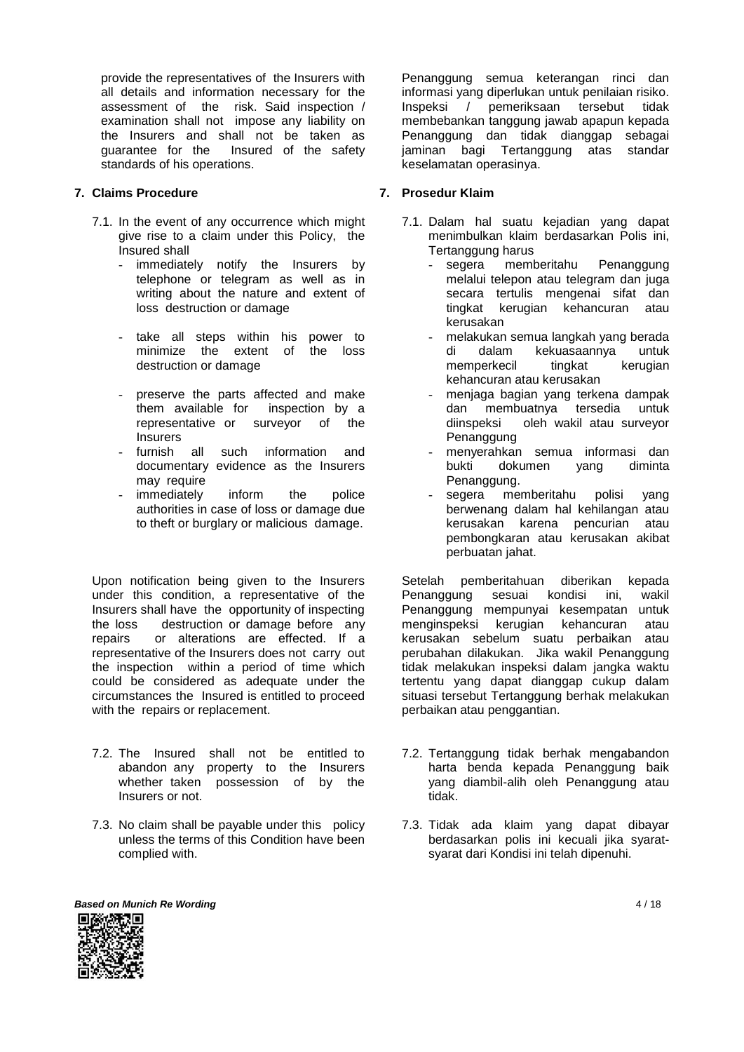provide the representatives of the Insurers with all details and information necessary for the assessment of the risk. Said inspection / examination shall not impose any liability on the Insurers and shall not be taken as guarantee for the Insured of the safety standards of his operations.

Penanggung semua keterangan rinci dan informasi yang diperlukan untuk penilaian risiko. Inspeksi / pemeriksaan tersebut tidak membebankan tanggung jawab apapun kepada Penanggung dan tidak dianggap sebagai jaminan bagi Tertanggung atas standar keselamatan operasinya.

**7. Claims Procedure**

7.1. In the event of any occurrence which might give rise to a claim under this Policy, the Insured shall

- immediately notify the Insurers by telephone or telegram as well as in writing about the nature and extent of loss destruction or damage
- take all steps within his power to minimize the extent of the loss destruction or damage
- preserve the parts affected and make them available for inspection by a representative or surveyor of the Insurers
- furnish all such information and documentary evidence as the Insurers may require
- immediately inform the police authorities in case of loss or damage due to theft or burglary or malicious damage.

Upon notification being given to the Insurers under this condition, a representative of the Insurers shall have the opportunity of inspecting the loss destruction or damage before any repairs or alterations are effected. If a representative of the Insurers does not carry out the inspection within a period of time which could be considered as adequate under the circumstances the Insured is entitled to proceed with the repairs or replacement.

7.2. The Insured shall not be entitled to abandon any property to the Insurers whether taken possession of by the Insurers or not.

7.3. No claim shall be payable under this policy unless the terms of this Condition have been complied with.

**7. Prosedur Klaim**

7.1. Dalam hal suatu kejadian yang dapat menimbulkan klaim berdasarkan Polis ini, Tertanggung harus

- segera memberitahu Penanggung melalui telepon atau telegram dan juga secara tertulis mengenai sifat dan tingkat kerugian kehancuran atau kerusakan
- melakukan semua langkah yang berada di dalam kekuasaannya untuk memperkecil tingkat kerugian kehancuran atau kerusakan
- menjaga bagian yang terkena dampak dan membuatnya tersedia untuk diinspeksi oleh wakil atau surveyor Penanggung
- menyerahkan semua informasi dan bukti dokumen yang diminta Penanggung.
- segera memberitahu polisi yang berwenang dalam hal kehilangan atau kerusakan karena pencurian atau pembongkaran atau kerusakan akibat perbuatan jahat.

Setelah pemberitahuan diberikan kepada Penanggung sesuai kondisi ini, wakil Penanggung mempunyai kesempatan untuk menginspeksi kerugian kehancuran atau kerusakan sebelum suatu perbaikan atau perubahan dilakukan. Jika wakil Penanggung tidak melakukan inspeksi dalam jangka waktu tertentu yang dapat dianggap cukup dalam situasi tersebut Tertanggung berhak melakukan perbaikan atau penggantian.

7.2. Tertanggung tidak berhak mengabandon harta benda kepada Penanggung baik yang diambil-alih oleh Penanggung atau tidak.

7.3. Tidak ada klaim yang dapat dibayar berdasarkan polis ini kecuali jika syarat-syarat dari Kondisi ini telah dipenuhi.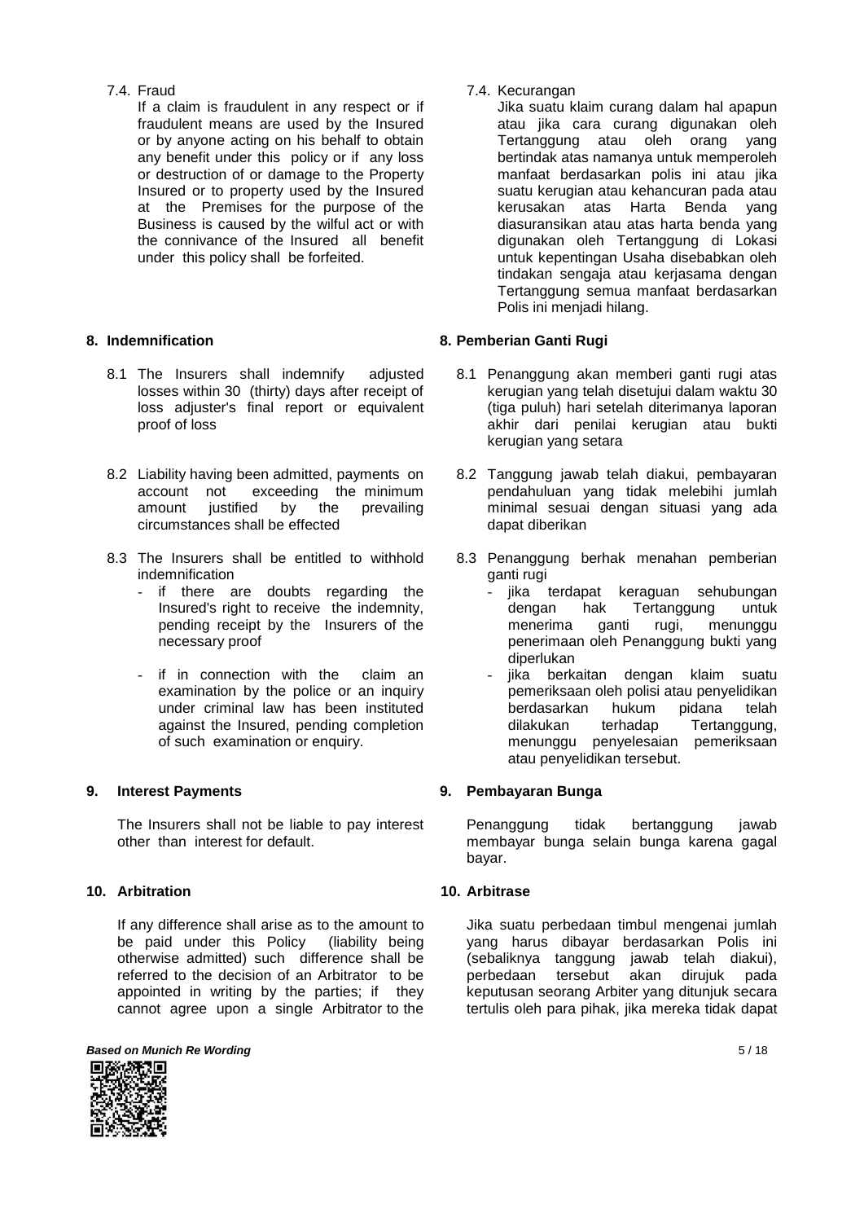7.4. Fraud

If a claim is fraudulent in any respect or if fraudulent means are used by the Insured or by anyone acting on his behalf to obtain any benefit under this policy or if any loss or destruction of or damage to the Property Insured or to property used by the Insured at the Premises for the purpose of the Business is caused by the wilful act or with the connivance of the Insured all benefit under this policy shall be forfeited.

7.4. Kecurangan

Jika suatu klaim curang dalam hal apapun atau jika cara curang digunakan oleh Tertanggung atau oleh orang yang bertindak atas namanya untuk memperoleh manfaat berdasarkan polis ini atau jika suatu kerugian atau kehancuran pada atau kerusakan atas Harta Benda yang diasuransikan atau atas harta benda yang digunakan oleh Tertanggung di Lokasi untuk kepentingan Usaha disebabkan oleh tindakan sengaja atau kerjasama dengan Tertanggung semua manfaat berdasarkan Polis ini menjadi hilang.

**8. Indemnification**

8.1 The Insurers shall indemnify adjusted losses within 30 (thirty) days after receipt of loss adjuster's final report or equivalent proof of loss

8.2 Liability having been admitted, payments on account not exceeding the minimum amount justified by the prevailing circumstances shall be effected

8.3 The Insurers shall be entitled to withhold indemnification

- if there are doubts regarding the Insured's right to receive the indemnity, pending receipt by the Insurers of the necessary proof
- if in connection with the claim an examination by the police or an inquiry under criminal law has been instituted against the Insured, pending completion of such examination or enquiry.

**8. Pemberian Ganti Rugi**

8.1 Penanggung akan memberi ganti rugi atas kerugian yang telah disetujui dalam waktu 30 (tiga puluh) hari setelah diterimanya laporan akhir dari penilai kerugian atau bukti kerugian yang setara

8.2 Tanggung jawab telah diakui, pembayaran pendahuluan yang tidak melebihi jumlah minimal sesuai dengan situasi yang ada dapat diberikan

8.3 Penanggung berhak menahan pemberian ganti rugi

- jika terdapat keraguan sehubungan dengan hak Tertanggung untuk menerima ganti rugi, menunggu penerimaan oleh Penanggung bukti yang diperlukan
- jika berkaitan dengan klaim suatu pemeriksaan oleh polisi atau penyelidikan berdasarkan hukum pidana telah dilakukan terhadap Tertanggung, menunggu penyelesaian pemeriksaan atau penyelidikan tersebut.

**9. Interest Payments**

The Insurers shall not be liable to pay interest other than interest for default.

**9. Pembayaran Bunga**

Penanggung tidak bertanggung jawab membayar bunga selain bunga karena gagal bayar.

**10. Arbitration**

If any difference shall arise as to the amount to be paid under this Policy (liability being otherwise admitted) such difference shall be referred to the decision of an Arbitrator to be appointed in writing by the parties; if they cannot agree upon a single Arbitrator to the

**10. Arbitrase**

Jika suatu perbedaan timbul mengenai jumlah yang harus dibayar berdasarkan Polis ini (sebaliknya tanggung jawab telah diakui), perbedaan tersebut akan dirujuk pada keputusan seorang Arbiter yang ditunjuk secara tertulis oleh para pihak, jika mereka tidak dapat

***Based on Munich Re Wording***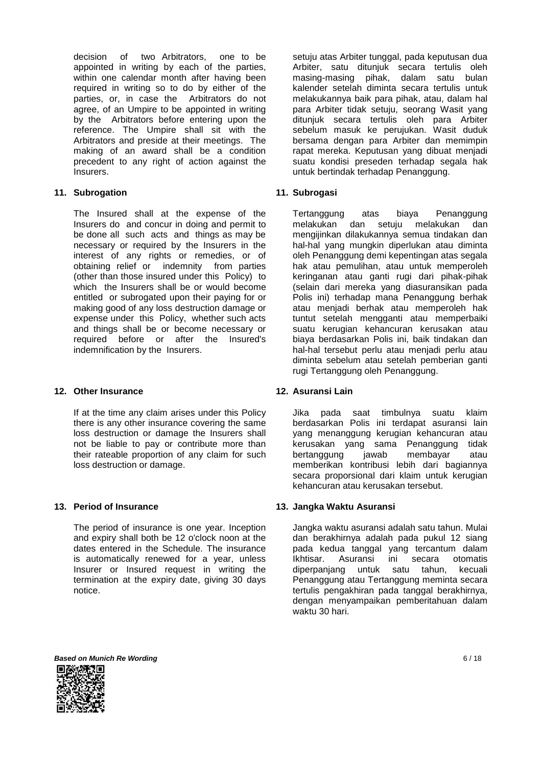decision of two Arbitrators, one to be appointed in writing by each of the parties, within one calendar month after having been required in writing so to do by either of the parties, or, in case the Arbitrators do not agree, of an Umpire to be appointed in writing by the Arbitrators before entering upon the reference. The Umpire shall sit with the Arbitrators and preside at their meetings. The making of an award shall be a condition precedent to any right of action against the Insurers.

setuju atas Arbiter tunggal, pada keputusan dua Arbiter, satu ditunjuk secara tertulis oleh masing-masing pihak, dalam satu bulan kalender setelah diminta secara tertulis untuk melakukannya baik para pihak, atau, dalam hal para Arbiter tidak setuju, seorang Wasit yang ditunjuk secara tertulis oleh para Arbiter sebelum masuk ke perujukan. Wasit duduk bersama dengan para Arbiter dan memimpin rapat mereka. Keputusan yang dibuat menjadi suatu kondisi preseden terhadap segala hak untuk bertindak terhadap Penanggung.

**11. Subrogation**

The Insured shall at the expense of the Insurers do and concur in doing and permit to be done all such acts and things as may be necessary or required by the Insurers in the interest of any rights or remedies, or of obtaining relief or indemnity from parties (other than those insured under this Policy) to which the Insurers shall be or would become entitled or subrogated upon their paying for or making good of any loss destruction damage or expense under this Policy, whether such acts and things shall be or become necessary or required before or after the Insured's indemnification by the Insurers.

**11. Subrogasi**

Tertanggung atas biaya Penanggung melakukan dan setuju melakukan dan mengijinkan dilakukannya semua tindakan dan hal-hal yang mungkin diperlukan atau diminta oleh Penanggung demi kepentingan atas segala hak atau pemulihan, atau untuk memperoleh keringanan atau ganti rugi dari pihak-pihak (selain dari mereka yang diasuransikan pada Polis ini) terhadap mana Penanggung berhak atau menjadi berhak atau memperoleh hak tuntut setelah mengganti atau memperbaiki suatu kerugian kehancuran kerusakan atau biaya berdasarkan Polis ini, baik tindakan dan hal-hal tersebut perlu atau menjadi perlu atau diminta sebelum atau setelah pemberian ganti rugi Tertanggung oleh Penanggung.

**12. Other Insurance**

If at the time any claim arises under this Policy there is any other insurance covering the same loss destruction or damage the Insurers shall not be liable to pay or contribute more than their rateable proportion of any claim for such loss destruction or damage.

**12. Asuransi Lain**

Jika pada saat timbulnya suatu klaim berdasarkan Polis ini terdapat asuransi lain yang menanggung kerugian kehancuran atau kerusakan yang sama Penanggung tidak bertanggung jawab membayar atau memberikan kontribusi lebih dari bagiannya secara proporsional dari klaim untuk kerugian kehancuran atau kerusakan tersebut.

**13. Period of Insurance**

The period of insurance is one year. Inception and expiry shall both be 12 o'clock noon at the dates entered in the Schedule. The insurance is automatically renewed for a year, unless Insurer or Insured request in writing the termination at the expiry date, giving 30 days notice.

**13. Jangka Waktu Asuransi**

Jangka waktu asuransi adalah satu tahun. Mulai dan berakhirnya adalah pada pukul 12 siang pada kedua tanggal yang tercantum dalam Ikhtisar. Asuransi ini secara otomatis diperpanjang untuk satu tahun, kecuali Penanggung atau Tertanggung meminta secara tertulis pengakhiran pada tanggal berakhirnya, dengan menyampaikan pemberitahuan dalam waktu 30 hari.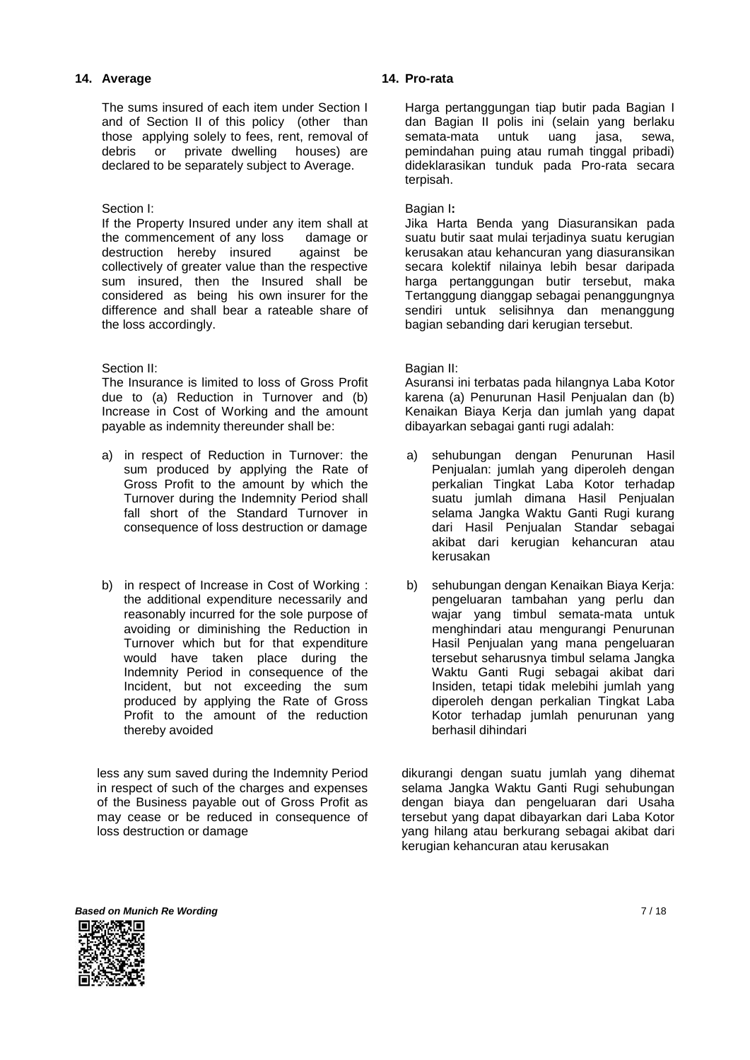## 14. Average

The sums insured of each item under Section I and of Section II of this policy (other than those applying solely to fees, rent, removal of debris or private dwelling houses) are declared to be separately subject to Average.

Section I:
If the Property Insured under any item shall at the commencement of any loss damage or destruction hereby insured against be collectively of greater value than the respective sum insured, then the Insured shall be considered as being his own insurer for the difference and shall bear a rateable share of the loss accordingly.

Section II:
The Insurance is limited to loss of Gross Profit due to (a) Reduction in Turnover and (b) Increase in Cost of Working and the amount payable as indemnity thereunder shall be:

a) in respect of Reduction in Turnover: the sum produced by applying the Rate of Gross Profit to the amount by which the Turnover during the Indemnity Period shall fall short of the Standard Turnover in consequence of loss destruction or damage

b) in respect of Increase in Cost of Working : the additional expenditure necessarily and reasonably incurred for the sole purpose of avoiding or diminishing the Reduction in Turnover which but for that expenditure would have taken place during the Indemnity Period in consequence of the Incident, but not exceeding the sum produced by applying the Rate of Gross Profit to the amount of the reduction thereby avoided

less any sum saved during the Indemnity Period in respect of such of the charges and expenses of the Business payable out of Gross Profit as may cease or be reduced in consequence of loss destruction or damage

## 14. Pro-rata

Harga pertanggungan tiap butir pada Bagian I dan Bagian II polis ini (selain yang berlaku semata-mata untuk uang jasa, sewa, pemindahan puing atau rumah tinggal pribadi) dideklarasikan tunduk pada Pro-rata secara terpisah.

Bagian I**:**
Jika Harta Benda yang Diasuransikan pada suatu butir saat mulai terjadinya suatu kerugian kerusakan atau kehancuran yang diasuransikan secara kolektif nilainya lebih besar daripada harga pertanggungan butir tersebut, maka Tertanggung dianggap sebagai penanggungnya sendiri untuk selisihnya dan menanggung bagian sebanding dari kerugian tersebut.

Bagian II:
Asuransi ini terbatas pada hilangnya Laba Kotor karena (a) Penurunan Hasil Penjualan dan (b) Kenaikan Biaya Kerja dan jumlah yang dapat dibayarkan sebagai ganti rugi adalah:

a) sehubungan dengan Penurunan Hasil Penjualan: jumlah yang diperoleh dengan perkalian Tingkat Laba Kotor terhadap suatu jumlah dimana Hasil Penjualan selama Jangka Waktu Ganti Rugi kurang dari Hasil Penjualan Standar sebagai akibat dari kerugian kehancuran atau kerusakan

b) sehubungan dengan Kenaikan Biaya Kerja: pengeluaran tambahan yang perlu dan wajar yang timbul semata-mata untuk menghindari atau mengurangi Penurunan Hasil Penjualan yang mana pengeluaran tersebut seharusnya timbul selama Jangka Waktu Ganti Rugi sebagai akibat dari Insiden, tetapi tidak melebihi jumlah yang diperoleh dengan perkalian Tingkat Laba Kotor terhadap jumlah penurunan yang berhasil dihindari

dikurangi dengan suatu jumlah yang dihemat selama Jangka Waktu Ganti Rugi sehubungan dengan biaya dan pengeluaran dari Usaha tersebut yang dapat dibayarkan dari Laba Kotor yang hilang atau berkurang sebagai akibat dari kerugian kehancuran atau kerusakan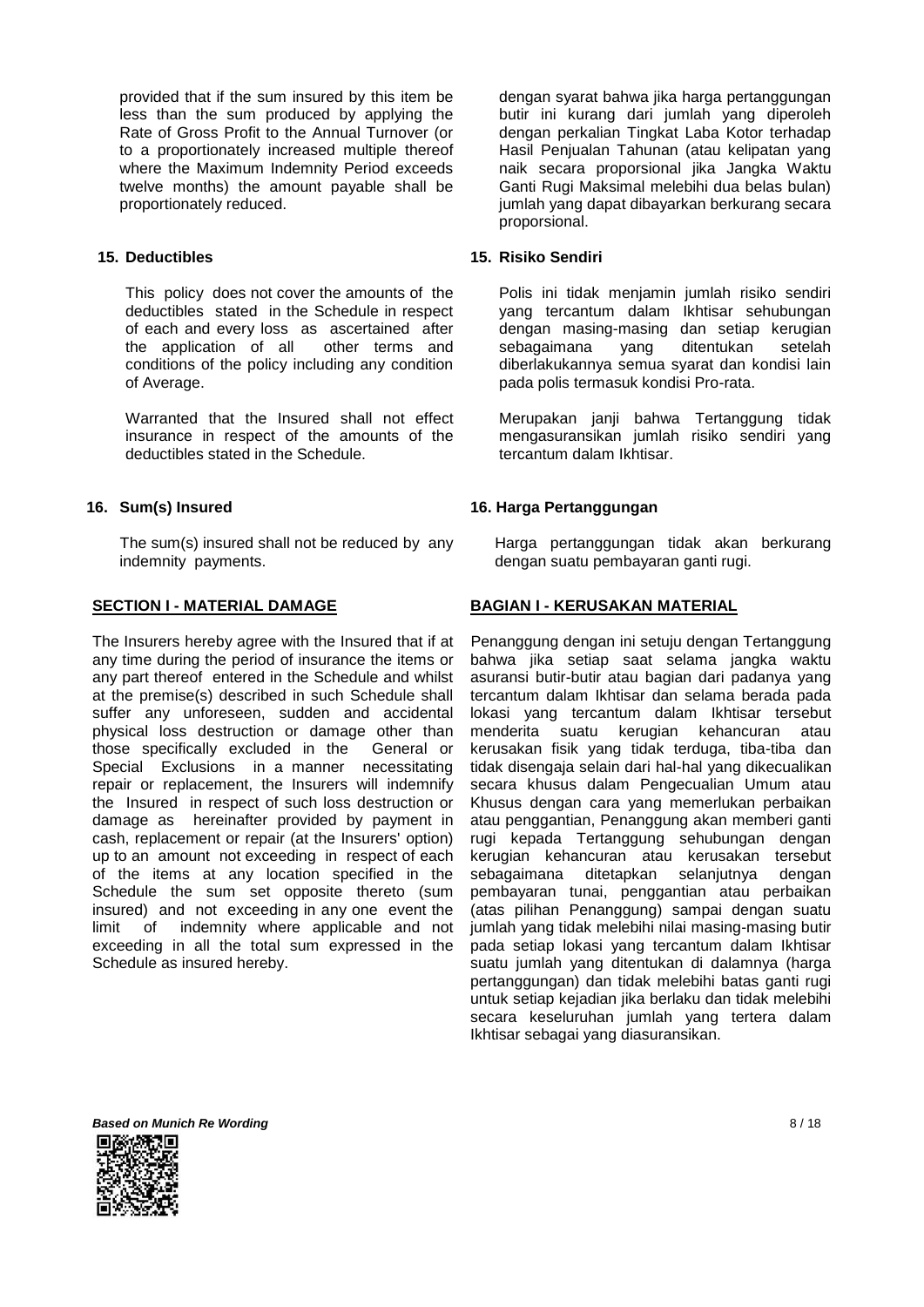provided that if the sum insured by this item be less than the sum produced by applying the Rate of Gross Profit to the Annual Turnover (or to a proportionately increased multiple thereof where the Maximum Indemnity Period exceeds twelve months) the amount payable shall be proportionately reduced.

dengan syarat bahwa jika harga pertanggungan butir ini kurang dari jumlah yang diperoleh dengan perkalian Tingkat Laba Kotor terhadap Hasil Penjualan Tahunan (atau kelipatan yang naik secara proporsional jika Jangka Waktu Ganti Rugi Maksimal melebihi dua belas bulan) jumlah yang dapat dibayarkan berkurang secara proporsional.

**15. Deductibles**

This policy does not cover the amounts of the deductibles stated in the Schedule in respect of each and every loss as ascertained after the application of all other terms and conditions of the policy including any condition of Average.

Warranted that the Insured shall not effect insurance in respect of the amounts of the deductibles stated in the Schedule.

**15. Risiko Sendiri**

Polis ini tidak menjamin jumlah risiko sendiri yang tercantum dalam Ikhtisar sehubungan dengan masing-masing dan setiap kerugian sebagaimana yang ditentukan setelah diberlakukannya semua syarat dan kondisi lain pada polis termasuk kondisi Pro-rata.

Merupakan janji bahwa Tertanggung tidak mengasuransikan jumlah risiko sendiri yang tercantum dalam Ikhtisar.

**16. Sum(s) Insured**

The sum(s) insured shall not be reduced by any indemnity payments.

**16. Harga Pertanggungan**

Harga pertanggungan tidak akan berkurang dengan suatu pembayaran ganti rugi.

## SECTION I - MATERIAL DAMAGE

The Insurers hereby agree with the Insured that if at any time during the period of insurance the items or any part thereof entered in the Schedule and whilst at the premise(s) described in such Schedule shall suffer any unforeseen, sudden and accidental physical loss destruction or damage other than those specifically excluded in the General or Special Exclusions in a manner necessitating repair or replacement, the Insurers will indemnify the Insured in respect of such loss destruction or damage as hereinafter provided by payment in cash, replacement or repair (at the Insurers' option) up to an amount not exceeding in respect of each of the items at any location specified in the Schedule the sum set opposite thereto (sum insured) and not exceeding in any one event the limit of indemnity where applicable and not exceeding in all the total sum expressed in the Schedule as insured hereby.

## BAGIAN I - KERUSAKAN MATERIAL

Penanggung dengan ini setuju dengan Tertanggung bahwa jika setiap saat selama jangka waktu asuransi butir-butir atau bagian dari padanya yang tercantum dalam Ikhtisar dan selama berada pada lokasi yang tercantum dalam Ikhtisar tersebut menderita suatu kerugian kehancuran atau kerusakan fisik yang tidak terduga, tiba-tiba dan tidak disengaja selain dari hal-hal yang dikecualikan secara khusus dalam Pengecualian Umum atau Khusus dengan cara yang memerlukan perbaikan atau penggantian, Penanggung akan memberi ganti rugi kepada Tertanggung sehubungan dengan kerugian kehancuran atau kerusakan tersebut sebagaimana ditetapkan selanjutnya dengan pembayaran tunai, penggantian atau perbaikan (atas pilihan Penanggung) sampai dengan suatu jumlah yang tidak melebihi nilai masing-masing butir pada setiap lokasi yang tercantum dalam Ikhtisar suatu jumlah yang ditentukan di dalamnya (harga pertanggungan) dan tidak melebihi batas ganti rugi untuk setiap kejadian jika berlaku dan tidak melebihi secara keseluruhan jumlah yang tertera dalam Ikhtisar sebagai yang diasuransikan.

***Based on Munich Re Wording***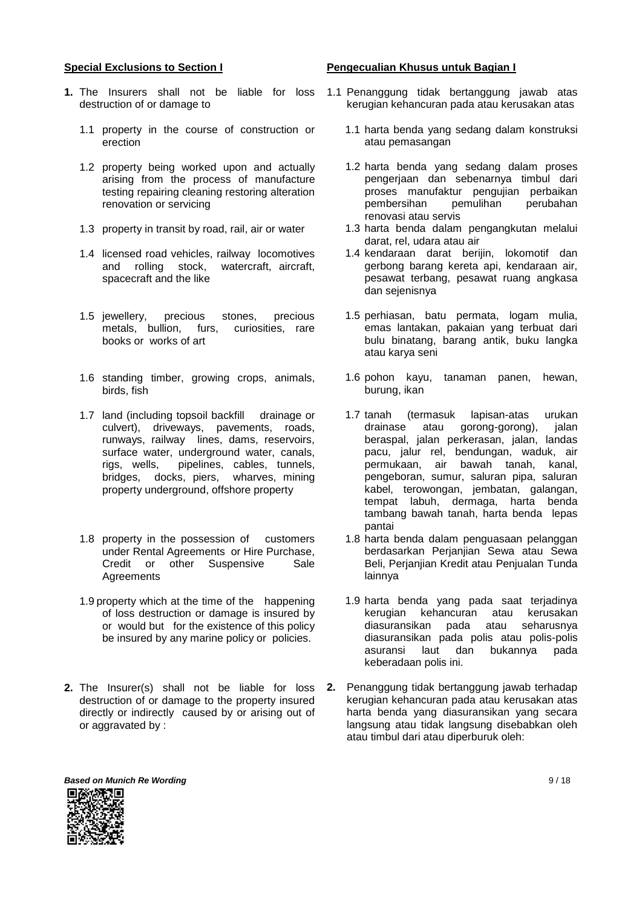**Special Exclusions to Section I**

**1.** The Insurers shall not be liable for loss destruction of or damage to

1.1 property in the course of construction or erection

1.2 property being worked upon and actually arising from the process of manufacture testing repairing cleaning restoring alteration renovation or servicing

1.3 property in transit by road, rail, air or water

1.4 licensed road vehicles, railway locomotives and rolling stock, watercraft, aircraft, spacecraft and the like

1.5 jewellery, precious stones, precious metals, bullion, furs, curiosities, rare books or works of art

1.6 standing timber, growing crops, animals, birds, fish

1.7 land (including topsoil backfill drainage or culvert), driveways, pavements, roads, runways, railway lines, dams, reservoirs, surface water, underground water, canals, rigs, wells, pipelines, cables, tunnels, bridges, docks, piers, wharves, mining property underground, offshore property

1.8 property in the possession of customers under Rental Agreements or Hire Purchase, Credit or other Suspensive Sale Agreements

1.9 property which at the time of the happening of loss destruction or damage is insured by or would but for the existence of this policy be insured by any marine policy or policies.

**2.** The Insurer(s) shall not be liable for loss destruction of or damage to the property insured directly or indirectly caused by or arising out of or aggravated by :

**Pengecualian Khusus untuk Bagian I**

1.1 Penanggung tidak bertanggung jawab atas kerugian kehancuran pada atau kerusakan atas

1.1 harta benda yang sedang dalam konstruksi atau pemasangan

1.2 harta benda yang sedang dalam proses pengerjaan dan sebenarnya timbul dari proses manufaktur pengujian perbaikan pembersihan pemulihan perubahan renovasi atau servis

1.3 harta benda dalam pengangkutan melalui darat, rel, udara atau air

1.4 kendaraan darat berijin, lokomotif dan gerbong barang kereta api, kendaraan air, pesawat terbang, pesawat ruang angkasa dan sejenisnya

1.5 perhiasan, batu permata, logam mulia, emas lantakan, pakaian yang terbuat dari bulu binatang, barang antik, buku langka atau karya seni

1.6 pohon kayu, tanaman panen, hewan, burung, ikan

1.7 tanah (termasuk lapisan-atas urukan drainase atau gorong-gorong), jalan beraspal, jalan perkerasan, jalan, landas pacu, jalur rel, bendungan, waduk, air permukaan, air bawah tanah, kanal, pengeboran, sumur, saluran pipa, saluran kabel, terowongan, jembatan, galangan, tempat labuh, dermaga, harta benda tambang bawah tanah, harta benda lepas pantai

1.8 harta benda dalam penguasaan pelanggan berdasarkan Perjanjian Sewa atau Sewa Beli, Perjanjian Kredit atau Penjualan Tunda lainnya

1.9 harta benda yang pada saat terjadinya kerugian kehancuran atau kerusakan diasuransikan pada atau seharusnya diasuransikan pada polis atau polis-polis asuransi laut dan bukannya pada keberadaan polis ini.

**2.** Penanggung tidak bertanggung jawab terhadap kerugian kehancuran pada atau kerusakan atas harta benda yang diasuransikan yang secara langsung atau tidak langsung disebabkan oleh atau timbul dari atau diperburuk oleh: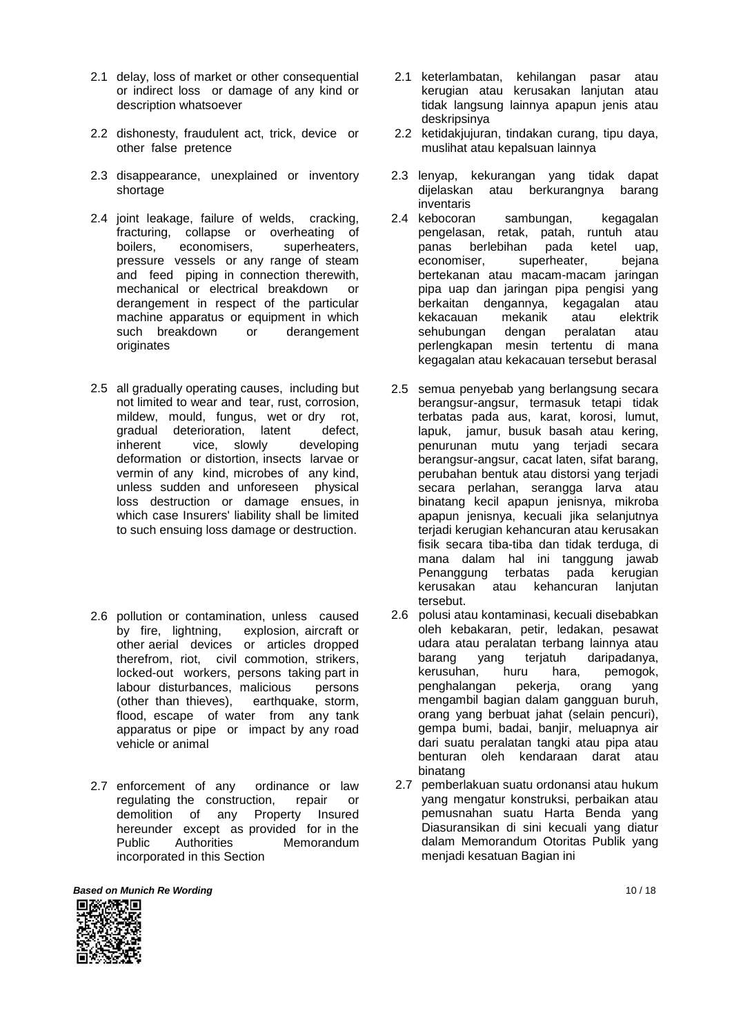2.1 delay, loss of market or other consequential or indirect loss or damage of any kind or description whatsoever

2.2 dishonesty, fraudulent act, trick, device or other false pretence

2.3 disappearance, unexplained or inventory shortage

2.4 joint leakage, failure of welds, cracking, fracturing, collapse or overheating of boilers, economisers, superheaters, pressure vessels or any range of steam and feed piping in connection therewith, mechanical or electrical breakdown or derangement in respect of the particular machine apparatus or equipment in which such breakdown or derangement originates

2.5 all gradually operating causes, including but not limited to wear and tear, rust, corrosion, mildew, mould, fungus, wet or dry rot, gradual deterioration, latent defect, inherent vice, slowly developing deformation or distortion, insects larvae or vermin of any kind, microbes of any kind, unless sudden and unforeseen physical loss destruction or damage ensues, in which case Insurers' liability shall be limited to such ensuing loss damage or destruction.

2.6 pollution or contamination, unless caused by fire, lightning, explosion, aircraft or other aerial devices or articles dropped therefrom, riot, civil commotion, strikers, locked-out workers, persons taking part in labour disturbances, malicious persons (other than thieves), earthquake, storm, flood, escape of water from any tank apparatus or pipe or impact by any road vehicle or animal

2.7 enforcement of any ordinance or law regulating the construction, repair or demolition of any Property Insured hereunder except as provided for in the Public Authorities Memorandum incorporated in this Section

2.1 keterlambatan, kehilangan pasar atau kerugian atau kerusakan lanjutan atau tidak langsung lainnya apapun jenis atau deskripsinya

2.2 ketidakjujuran, tindakan curang, tipu daya, muslihat atau kepalsuan lainnya

2.3 lenyap, kekurangan yang tidak dapat dijelaskan atau berkurangnya barang inventaris

2.4 kebocoran sambungan, kegagalan pengelasan, retak, patah, runtuh atau panas berlebihan pada ketel uap, economiser, superheater, bejana bertekanan atau macam-macam jaringan pipa uap dan jaringan pipa pengisi yang berkaitan dengannya, kegagalan atau kekacauan mekanik atau elektrik sehubungan dengan peralatan atau perlengkapan mesin tertentu di mana kegagalan atau kekacauan tersebut berasal

2.5 semua penyebab yang berlangsung secara berangsur-angsur, termasuk tetapi tidak terbatas pada aus, karat, korosi, lumut, lapuk, jamur, busuk basah atau kering, penurunan mutu yang terjadi secara berangsur-angsur, cacat laten, sifat barang, perubahan bentuk atau distorsi yang terjadi secara perlahan, serangga larva atau binatang kecil apapun jenisnya, mikroba apapun jenisnya, kecuali jika selanjutnya terjadi kerugian kehancuran atau kerusakan fisik secara tiba-tiba dan tidak terduga, di mana dalam hal ini tanggung jawab Penanggung terbatas pada kerugian kerusakan atau kehancuran lanjutan tersebut.

2.6 polusi atau kontaminasi, kecuali disebabkan oleh kebakaran, petir, ledakan, pesawat udara atau peralatan terbang lainnya atau barang yang terjatuh daripadanya, kerusuhan, huru hara, pemogok, penghalangan pekerja, orang yang mengambil bagian dalam gangguan buruh, orang yang berbuat jahat (selain pencuri), gempa bumi, badai, banjir, meluapnya air dari suatu peralatan tangki atau pipa atau benturan oleh kendaraan darat atau binatang

2.7 pemberlakuan suatu ordonansi atau hukum yang mengatur konstruksi, perbaikan atau pemusnahan suatu Harta Benda yang Diasuransikan di sini kecuali yang diatur dalam Memorandum Otoritas Publik yang menjadi kesatuan Bagian ini

***Based on Munich Re Wording***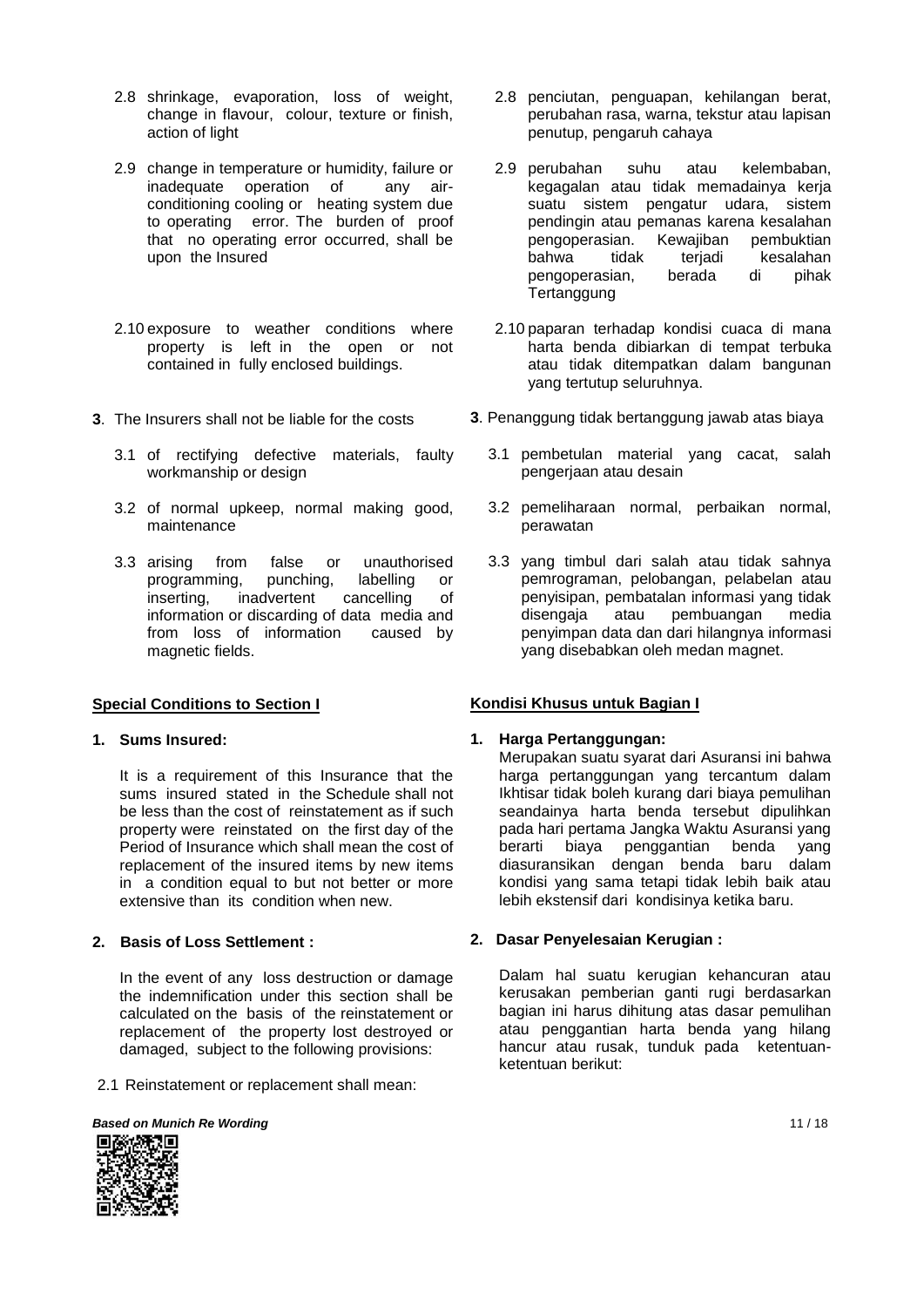2.8 shrinkage, evaporation, loss of weight, change in flavour, colour, texture or finish, action of light

2.9 change in temperature or humidity, failure or inadequate operation of any air-conditioning cooling or heating system due to operating error. The burden of proof that no operating error occurred, shall be upon the Insured

2.10 exposure to weather conditions where property is left in the open or not contained in fully enclosed buildings.

**3**. The Insurers shall not be liable for the costs

3.1 of rectifying defective materials, faulty workmanship or design

3.2 of normal upkeep, normal making good, maintenance

3.3 arising from false or unauthorised programming, punching, labelling or inserting, inadvertent cancelling of information or discarding of data media and from loss of information caused by magnetic fields.

2.8 penciutan, penguapan, kehilangan berat, perubahan rasa, warna, tekstur atau lapisan penutup, pengaruh cahaya

2.9 perubahan suhu atau kelembaban, kegagalan atau tidak memadainya kerja suatu sistem pengatur udara, sistem pendingin atau pemanas karena kesalahan pengoperasian. Kewajiban pembuktian bahwa tidak terjadi kesalahan pengoperasian, berada di pihak Tertanggung

2.10 paparan terhadap kondisi cuaca di mana harta benda dibiarkan di tempat terbuka atau tidak ditempatkan dalam bangunan yang tertutup seluruhnya.

**3**. Penanggung tidak bertanggung jawab atas biaya

3.1 pembetulan material yang cacat, salah pengerjaan atau desain

3.2 pemeliharaan normal, perbaikan normal, perawatan

3.3 yang timbul dari salah atau tidak sahnya pemrograman, pelobangan, pelabelan atau penyisipan, pembatalan informasi yang tidak disengaja atau pembuangan media penyimpan data dan dari hilangnya informasi yang disebabkan oleh medan magnet.

## Special Conditions to Section I

**1. Sums Insured:**

It is a requirement of this Insurance that the sums insured stated in the Schedule shall not be less than the cost of reinstatement as if such property were reinstated on the first day of the Period of Insurance which shall mean the cost of replacement of the insured items by new items in a condition equal to but not better or more extensive than its condition when new.

**2. Basis of Loss Settlement :**

In the event of any loss destruction or damage the indemnification under this section shall be calculated on the basis of the reinstatement or replacement of the property lost destroyed or damaged, subject to the following provisions:

2.1 Reinstatement or replacement shall mean:

## Kondisi Khusus untuk Bagian I

**1. Harga Pertanggungan:**

Merupakan suatu syarat dari Asuransi ini bahwa harga pertanggungan yang tercantum dalam Ikhtisar tidak boleh kurang dari biaya pemulihan seandainya harta benda tersebut dipulihkan pada hari pertama Jangka Waktu Asuransi yang berarti biaya penggantian benda yang diasuransikan dengan benda baru dalam kondisi yang sama tetapi tidak lebih baik atau lebih ekstensif dari kondisinya ketika baru.

**2. Dasar Penyelesaian Kerugian :**

Dalam hal suatu kerugian kehancuran atau kerusakan pemberian ganti rugi berdasarkan bagian ini harus dihitung atas dasar pemulihan atau penggantian harta benda yang hilang hancur atau rusak, tunduk pada ketentuan-ketentuan berikut:

***Based on Munich Re Wording***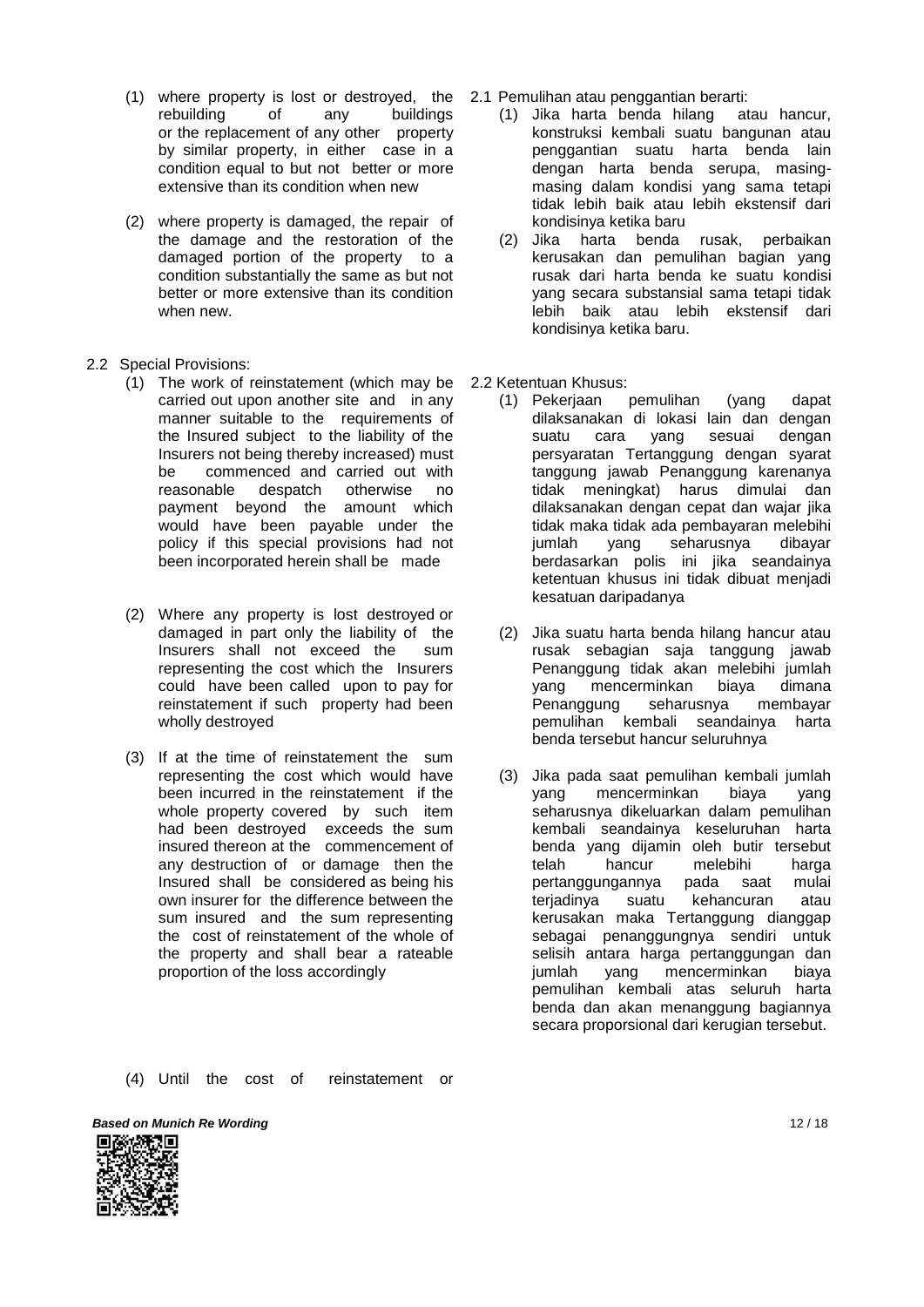(1) where property is lost or destroyed, the rebuilding of any buildings or the replacement of any other property by similar property, in either case in a condition equal to but not better or more extensive than its condition when new

(2) where property is damaged, the repair of the damage and the restoration of the damaged portion of the property to a condition substantially the same as but not better or more extensive than its condition when new.

2.2 Special Provisions:

(1) The work of reinstatement (which may be carried out upon another site and in any manner suitable to the requirements of the Insured subject to the liability of the Insurers not being thereby increased) must be commenced and carried out with reasonable despatch otherwise no payment beyond the amount which would have been payable under the policy if this special provisions had not been incorporated herein shall be made

(2) Where any property is lost destroyed or damaged in part only the liability of the Insurers shall not exceed the sum representing the cost which the Insurers could have been called upon to pay for reinstatement if such property had been wholly destroyed

(3) If at the time of reinstatement the sum representing the cost which would have been incurred in the reinstatement if the whole property covered by such item had been destroyed exceeds the sum insured thereon at the commencement of any destruction of or damage then the Insured shall be considered as being his own insurer for the difference between the sum insured and the sum representing the cost of reinstatement of the whole of the property and shall bear a rateable proportion of the loss accordingly

(4) Until the cost of reinstatement or

2.1 Pemulihan atau penggantian berarti:

(1) Jika harta benda hilang atau hancur, konstruksi kembali suatu bangunan atau penggantian suatu harta benda lain dengan harta benda serupa, masing-masing dalam kondisi yang sama tetapi tidak lebih baik atau lebih ekstensif dari kondisinya ketika baru

(2) Jika harta benda rusak, perbaikan kerusakan dan pemulihan bagian yang rusak dari harta benda ke suatu kondisi yang secara substansial sama tetapi tidak lebih baik atau lebih ekstensif dari kondisinya ketika baru.

2.2 Ketentuan Khusus:

(1) Pekerjaan pemulihan (yang dapat dilaksanakan di lokasi lain dan dengan suatu cara yang sesuai dengan persyaratan Tertanggung dengan syarat tanggung jawab Penanggung karenanya tidak meningkat) harus dimulai dan dilaksanakan dengan cepat dan wajar jika tidak maka tidak ada pembayaran melebihi jumlah yang seharusnya dibayar berdasarkan polis ini jika seandainya ketentuan khusus ini tidak dibuat menjadi kesatuan daripadanya

(2) Jika suatu harta benda hilang hancur atau rusak sebagian saja tanggung jawab Penanggung tidak akan melebihi jumlah yang mencerminkan biaya dimana Penanggung seharusnya membayar pemulihan kembali seandainya harta benda tersebut hancur seluruhnya

(3) Jika pada saat pemulihan kembali jumlah yang mencerminkan biaya yang seharusnya dikeluarkan dalam pemulihan kembali seandainya keseluruhan harta benda yang dijamin oleh butir tersebut telah hancur melebihi harga pertanggungannya pada saat mulai terjadinya suatu kehancuran atau kerusakan maka Tertanggung dianggap sebagai penanggungnya sendiri untuk selisih antara harga pertanggungan dan jumlah yang mencerminkan biaya pemulihan kembali atas seluruh harta benda dan akan menanggung bagiannya secara proporsional dari kerugian tersebut.

***Based on Munich Re Wording***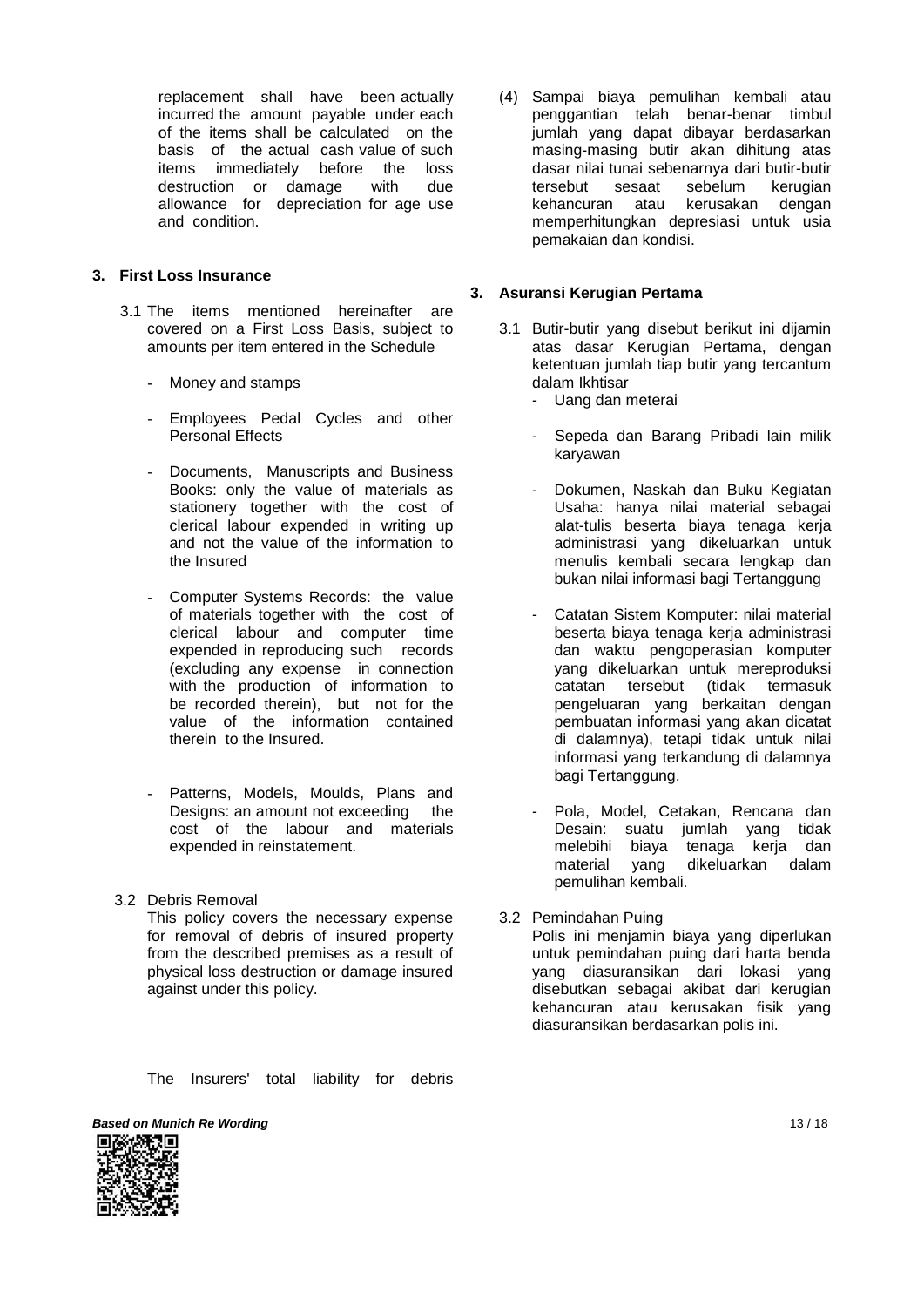replacement shall have been actually incurred the amount payable under each of the items shall be calculated on the basis of the actual cash value of such items immediately before the loss destruction or damage with due allowance for depreciation for age use and condition.

### 3. First Loss Insurance

3.1 The items mentioned hereinafter are covered on a First Loss Basis, subject to amounts per item entered in the Schedule

- Money and stamps
- Employees Pedal Cycles and other Personal Effects
- Documents, Manuscripts and Business Books: only the value of materials as stationery together with the cost of clerical labour expended in writing up and not the value of the information to the Insured
- Computer Systems Records: the value of materials together with the cost of clerical labour and computer time expended in reproducing such records (excluding any expense in connection with the production of information to be recorded therein), but not for the value of the information contained therein to the Insured.
- Patterns, Models, Moulds, Plans and Designs: an amount not exceeding the cost of the labour and materials expended in reinstatement.

3.2 Debris Removal

This policy covers the necessary expense for removal of debris of insured property from the described premises as a result of physical loss destruction or damage insured against under this policy.

The Insurers' total liability for debris

(4) Sampai biaya pemulihan kembali atau penggantian telah benar-benar timbul jumlah yang dapat dibayar berdasarkan masing-masing butir akan dihitung atas dasar nilai tunai sebenarnya dari butir-butir tersebut sesaat sebelum kerugian kehancuran atau kerusakan dengan memperhitungkan depresiasi untuk usia pemakaian dan kondisi.

### 3. Asuransi Kerugian Pertama

3.1 Butir-butir yang disebut berikut ini dijamin atas dasar Kerugian Pertama, dengan ketentuan jumlah tiap butir yang tercantum dalam Ikhtisar

- Uang dan meterai
- Sepeda dan Barang Pribadi lain milik karyawan
- Dokumen, Naskah dan Buku Kegiatan Usaha: hanya nilai material sebagai alat-tulis beserta biaya tenaga kerja administrasi yang dikeluarkan untuk menulis kembali secara lengkap dan bukan nilai informasi bagi Tertanggung
- Catatan Sistem Komputer: nilai material beserta biaya tenaga kerja administrasi dan waktu pengoperasian komputer yang dikeluarkan untuk mereproduksi catatan tersebut (tidak termasuk pengeluaran yang berkaitan dengan pembuatan informasi yang akan dicatat di dalamnya), tetapi tidak untuk nilai informasi yang terkandung di dalamnya bagi Tertanggung.
- Pola, Model, Cetakan, Rencana dan Desain: suatu jumlah yang tidak melebihi biaya tenaga kerja dan material yang dikeluarkan dalam pemulihan kembali.

3.2 Pemindahan Puing

Polis ini menjamin biaya yang diperlukan untuk pemindahan puing dari harta benda yang diasuransikan dari lokasi yang disebutkan sebagai akibat dari kerugian kehancuran atau kerusakan fisik yang diasuransikan berdasarkan polis ini.

***Based on Munich Re Wording***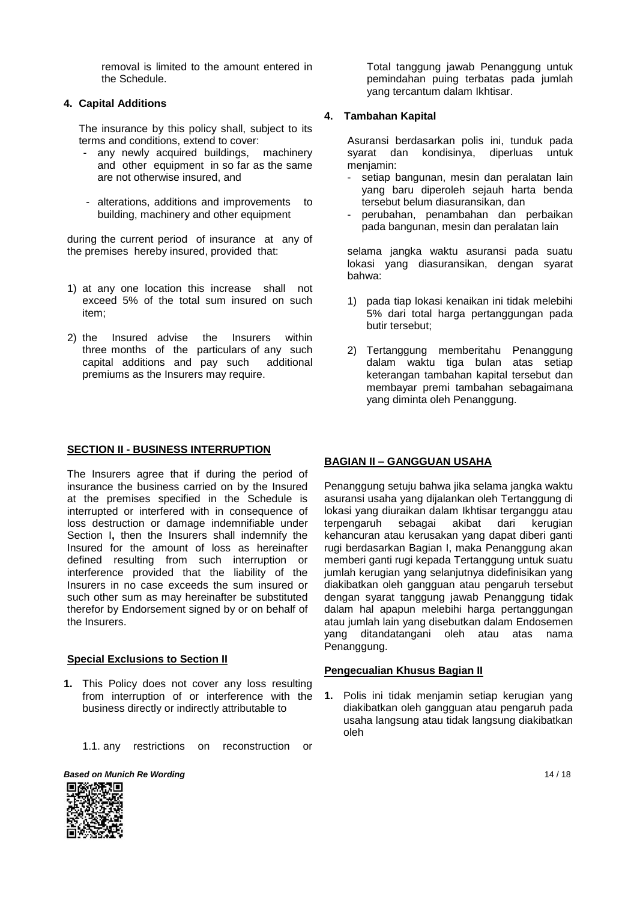removal is limited to the amount entered in the Schedule.

**4. Capital Additions**

The insurance by this policy shall, subject to its terms and conditions, extend to cover:

- any newly acquired buildings, machinery and other equipment in so far as the same are not otherwise insured, and
- alterations, additions and improvements to building, machinery and other equipment

during the current period of insurance at any of the premises hereby insured, provided that:

1) at any one location this increase shall not exceed 5% of the total sum insured on such item;
2) the Insured advise the Insurers within three months of the particulars of any such capital additions and pay such additional premiums as the Insurers may require.

Total tanggung jawab Penanggung untuk pemindahan puing terbatas pada jumlah yang tercantum dalam Ikhtisar.

**4. Tambahan Kapital**

Asuransi berdasarkan polis ini, tunduk pada syarat dan kondisinya, diperluas untuk menjamin:

- setiap bangunan, mesin dan peralatan lain yang baru diperoleh sejauh harta benda tersebut belum diasuransikan, dan
- perubahan, penambahan dan perbaikan pada bangunan, mesin dan peralatan lain

selama jangka waktu asuransi pada suatu lokasi yang diasuransikan, dengan syarat bahwa:

1) pada tiap lokasi kenaikan ini tidak melebihi 5% dari total harga pertanggungan pada butir tersebut;
2) Tertanggung memberitahu Penanggung dalam waktu tiga bulan atas setiap keterangan tambahan kapital tersebut dan membayar premi tambahan sebagaimana yang diminta oleh Penanggung.

**SECTION II - BUSINESS INTERRUPTION**

The Insurers agree that if during the period of insurance the business carried on by the Insured at the premises specified in the Schedule is interrupted or interfered with in consequence of loss destruction or damage indemnifiable under Section I**,** then the Insurers shall indemnify the Insured for the amount of loss as hereinafter defined resulting from such interruption or interference provided that the liability of the Insurers in no case exceeds the sum insured or such other sum as may hereinafter be substituted therefor by Endorsement signed by or on behalf of the Insurers.

**Special Exclusions to Section II**

**1.** This Policy does not cover any loss resulting from interruption of or interference with the business directly or indirectly attributable to

1.1. any restrictions on reconstruction or

**BAGIAN II – GANGGUAN USAHA**

Penanggung setuju bahwa jika selama jangka waktu asuransi usaha yang dijalankan oleh Tertanggung di lokasi yang diuraikan dalam Ikhtisar terganggu atau terpengaruh sebagai akibat dari kerugian kehancuran atau kerusakan yang dapat diberi ganti rugi berdasarkan Bagian I, maka Penanggung akan memberi ganti rugi kepada Tertanggung untuk suatu jumlah kerugian yang selanjutnya didefinisikan yang diakibatkan oleh gangguan atau pengaruh tersebut dengan syarat tanggung jawab Penanggung tidak dalam hal apapun melebihi harga pertanggungan atau jumlah lain yang disebutkan dalam Endosemen yang ditandatangani oleh atau atas nama Penanggung.

**Pengecualian Khusus Bagian II**

**1.** Polis ini tidak menjamin setiap kerugian yang diakibatkan oleh gangguan atau pengaruh pada usaha langsung atau tidak langsung diakibatkan oleh

***Based on Munich Re Wording***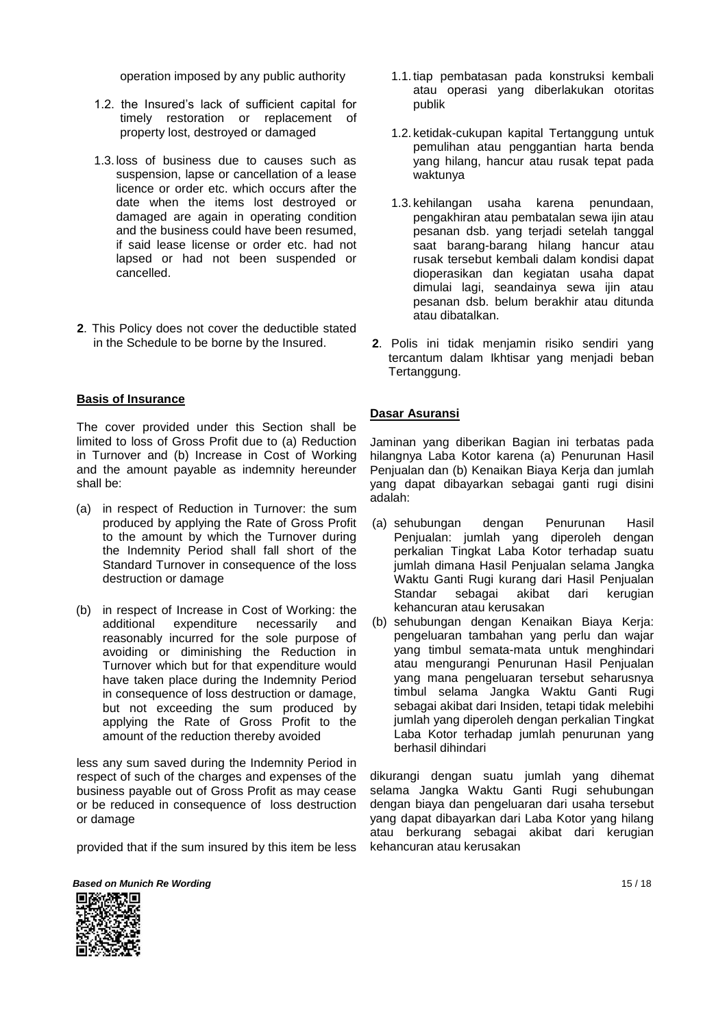operation imposed by any public authority

1.2. the Insured's lack of sufficient capital for timely restoration or replacement of property lost, destroyed or damaged

1.3. loss of business due to causes such as suspension, lapse or cancellation of a lease licence or order etc. which occurs after the date when the items lost destroyed or damaged are again in operating condition and the business could have been resumed, if said lease license or order etc. had not lapsed or had not been suspended or cancelled.

**2**. This Policy does not cover the deductible stated in the Schedule to be borne by the Insured.

**Basis of Insurance**

The cover provided under this Section shall be limited to loss of Gross Profit due to (a) Reduction in Turnover and (b) Increase in Cost of Working and the amount payable as indemnity hereunder shall be:

(a) in respect of Reduction in Turnover: the sum produced by applying the Rate of Gross Profit to the amount by which the Turnover during the Indemnity Period shall fall short of the Standard Turnover in consequence of the loss destruction or damage

(b) in respect of Increase in Cost of Working: the additional expenditure necessarily and reasonably incurred for the sole purpose of avoiding or diminishing the Reduction in Turnover which but for that expenditure would have taken place during the Indemnity Period in consequence of loss destruction or damage, but not exceeding the sum produced by applying the Rate of Gross Profit to the amount of the reduction thereby avoided

less any sum saved during the Indemnity Period in respect of such of the charges and expenses of the business payable out of Gross Profit as may cease or be reduced in consequence of loss destruction or damage

provided that if the sum insured by this item be less

1.1. tiap pembatasan pada konstruksi kembali atau operasi yang diberlakukan otoritas publik

1.2. ketidak-cukupan kapital Tertanggung untuk pemulihan atau penggantian harta benda yang hilang, hancur atau rusak tepat pada waktunya

1.3. kehilangan usaha karena penundaan, pengakhiran atau pembatalan sewa ijin atau pesanan dsb. yang terjadi setelah tanggal saat barang-barang hilang hancur atau rusak tersebut kembali dalam kondisi dapat dioperasikan dan kegiatan usaha dapat dimulai lagi, seandainya sewa ijin atau pesanan dsb. belum berakhir atau ditunda atau dibatalkan.

**2**. Polis ini tidak menjamin risiko sendiri yang tercantum dalam Ikhtisar yang menjadi beban Tertanggung.

**Dasar Asuransi**

Jaminan yang diberikan Bagian ini terbatas pada hilangnya Laba Kotor karena (a) Penurunan Hasil Penjualan dan (b) Kenaikan Biaya Kerja dan jumlah yang dapat dibayarkan sebagai ganti rugi disini adalah:

(a) sehubungan dengan Penurunan Hasil Penjualan: jumlah yang diperoleh dengan perkalian Tingkat Laba Kotor terhadap suatu jumlah dimana Hasil Penjualan selama Jangka Waktu Ganti Rugi kurang dari Hasil Penjualan Standar sebagai akibat dari kerugian kehancuran atau kerusakan

(b) sehubungan dengan Kenaikan Biaya Kerja: pengeluaran tambahan yang perlu dan wajar yang timbul semata-mata untuk menghindari atau mengurangi Penurunan Hasil Penjualan yang mana pengeluaran tersebut seharusnya timbul selama Jangka Waktu Ganti Rugi sebagai akibat dari Insiden, tetapi tidak melebihi jumlah yang diperoleh dengan perkalian Tingkat Laba Kotor terhadap jumlah penurunan yang berhasil dihindari

dikurangi dengan suatu jumlah yang dihemat selama Jangka Waktu Ganti Rugi sehubungan dengan biaya dan pengeluaran dari usaha tersebut yang dapat dibayarkan dari Laba Kotor yang hilang atau berkurang sebagai akibat dari kerugian kehancuran atau kerusakan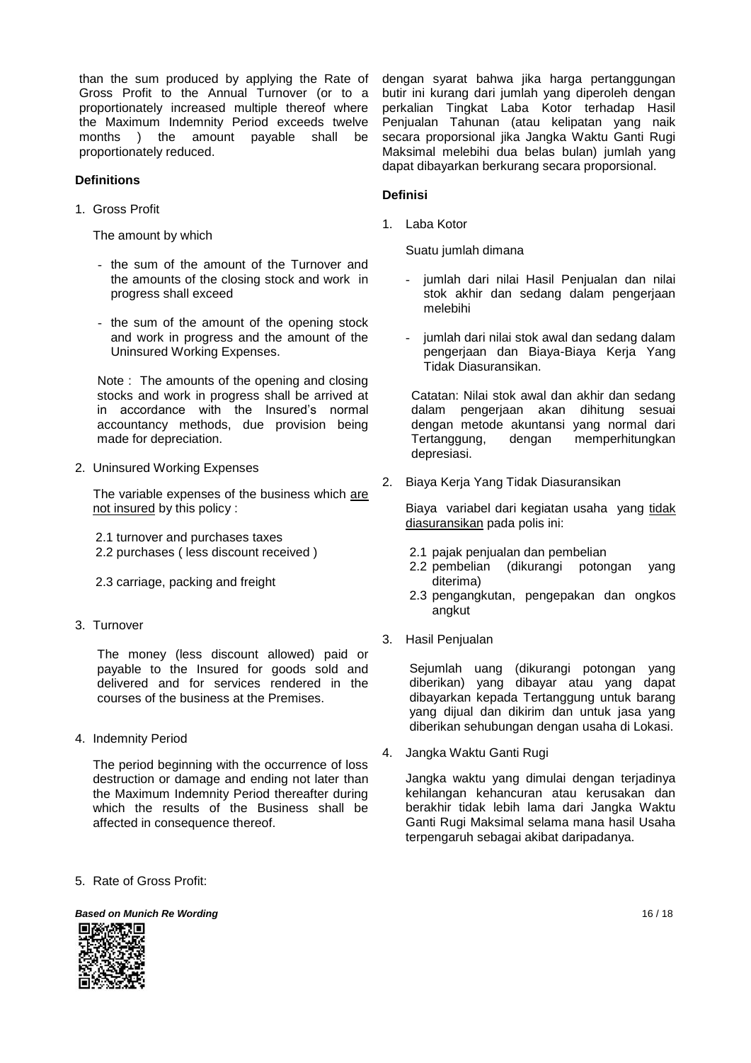than the sum produced by applying the Rate of Gross Profit to the Annual Turnover (or to a proportionately increased multiple thereof where the Maximum Indemnity Period exceeds twelve months ) the amount payable shall be proportionately reduced.

**Definitions**

1. Gross Profit

   The amount by which

   - the sum of the amount of the Turnover and the amounts of the closing stock and work in progress shall exceed

   - the sum of the amount of the opening stock and work in progress and the amount of the Uninsured Working Expenses.

   Note : The amounts of the opening and closing stocks and work in progress shall be arrived at in accordance with the Insured's normal accountancy methods, due provision being made for depreciation.

2. Uninsured Working Expenses

   The variable expenses of the business which <u>are not insured</u> by this policy :

   2.1 turnover and purchases taxes
   2.2 purchases ( less discount received )
   2.3 carriage, packing and freight

3. Turnover

   The money (less discount allowed) paid or payable to the Insured for goods sold and delivered and for services rendered in the courses of the business at the Premises.

4. Indemnity Period

   The period beginning with the occurrence of loss destruction or damage and ending not later than the Maximum Indemnity Period thereafter during which the results of the Business shall be affected in consequence thereof.

5. Rate of Gross Profit:

dengan syarat bahwa jika harga pertanggungan butir ini kurang dari jumlah yang diperoleh dengan perkalian Tingkat Laba Kotor terhadap Hasil Penjualan Tahunan (atau kelipatan yang naik secara proporsional jika Jangka Waktu Ganti Rugi Maksimal melebihi dua belas bulan) jumlah yang dapat dibayarkan berkurang secara proporsional.

**Definisi**

1. Laba Kotor

   Suatu jumlah dimana

   - jumlah dari nilai Hasil Penjualan dan nilai stok akhir dan sedang dalam pengerjaan melebihi

   - jumlah dari nilai stok awal dan sedang dalam pengerjaan dan Biaya-Biaya Kerja Yang Tidak Diasuransikan.

   Catatan: Nilai stok awal dan akhir dan sedang dalam pengerjaan akan dihitung sesuai dengan metode akuntansi yang normal dari Tertanggung, dengan memperhitungkan depresiasi.

2. Biaya Kerja Yang Tidak Diasuransikan

   Biaya variabel dari kegiatan usaha yang <u>tidak diasuransikan</u> pada polis ini:

   2.1 pajak penjualan dan pembelian
   2.2 pembelian (dikurangi potongan yang diterima)
   2.3 pengangkutan, pengepakan dan ongkos angkut

3. Hasil Penjualan

   Sejumlah uang (dikurangi potongan yang diberikan) yang dibayar atau yang dapat dibayarkan kepada Tertanggung untuk barang yang dijual dan dikirim dan untuk jasa yang diberikan sehubungan dengan usaha di Lokasi.

4. Jangka Waktu Ganti Rugi

   Jangka waktu yang dimulai dengan terjadinya kehilangan kehancuran atau kerusakan dan berakhir tidak lebih lama dari Jangka Waktu Ganti Rugi Maksimal selama mana hasil Usaha terpengaruh sebagai akibat daripadanya.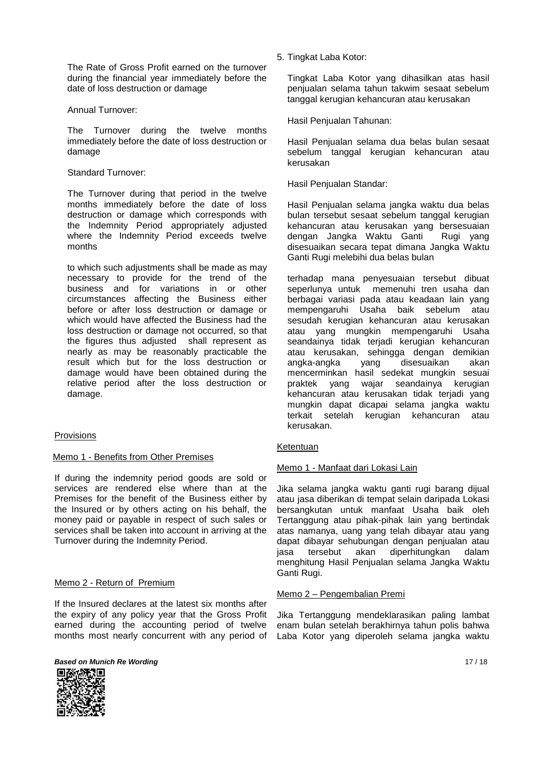The Rate of Gross Profit earned on the turnover during the financial year immediately before the date of loss destruction or damage

Annual Turnover:

The Turnover during the twelve months immediately before the date of loss destruction or damage

Standard Turnover:

The Turnover during that period in the twelve months immediately before the date of loss destruction or damage which corresponds with the Indemnity Period appropriately adjusted where the Indemnity Period exceeds twelve months

to which such adjustments shall be made as may necessary to provide for the trend of the business and for variations in or other circumstances affecting the Business either before or after loss destruction or damage or which would have affected the Business had the loss destruction or damage not occurred, so that the figures thus adjusted shall represent as nearly as may be reasonably practicable the result which but for the loss destruction or damage would have been obtained during the relative period after the loss destruction or damage.

<u>Provisions</u>

<u>Memo 1 - Benefits from Other Premises</u>

If during the indemnity period goods are sold or services are rendered else where than at the Premises for the benefit of the Business either by the Insured or by others acting on his behalf, the money paid or payable in respect of such sales or services shall be taken into account in arriving at the Turnover during the Indemnity Period.

<u>Memo 2 - Return of Premium</u>

If the Insured declares at the latest six months after the expiry of any policy year that the Gross Profit earned during the accounting period of twelve months most nearly concurrent with any period of

5. Tingkat Laba Kotor:

Tingkat Laba Kotor yang dihasilkan atas hasil penjualan selama tahun takwim sesaat sebelum tanggal kerugian kehancuran atau kerusakan

Hasil Penjualan Tahunan:

Hasil Penjualan selama dua belas bulan sesaat sebelum tanggal kerugian kehancuran atau kerusakan

Hasil Penjualan Standar:

Hasil Penjualan selama jangka waktu dua belas bulan tersebut sesaat sebelum tanggal kerugian kehancuran atau kerusakan yang bersesuaian dengan Jangka Waktu Ganti Rugi yang disesuaikan secara tepat dimana Jangka Waktu Ganti Rugi melebihi dua belas bulan

terhadap mana penyesuaian tersebut dibuat seperlunya untuk memenuhi tren usaha dan berbagai variasi pada atau keadaan lain yang mempengaruhi Usaha baik sebelum atau sesudah kerugian kehancuran atau kerusakan atau yang mungkin mempengaruhi Usaha seandainya tidak terjadi kerugian kehancuran atau kerusakan, sehingga dengan demikian angka-angka yang disesuaikan akan mencerminkan hasil sedekat mungkin sesuai praktek yang wajar seandainya kerugian kehancuran atau kerusakan tidak terjadi yang mungkin dapat dicapai selama jangka waktu terkait setelah kerugian kehancuran atau kerusakan.

<u>Ketentuan</u>

<u>Memo 1 - Manfaat dari Lokasi Lain</u>

Jika selama jangka waktu ganti rugi barang dijual atau jasa diberikan di tempat selain daripada Lokasi bersangkutan untuk manfaat Usaha baik oleh Tertanggung atau pihak-pihak lain yang bertindak atas namanya, uang yang telah dibayar atau yang dapat dibayar sehubungan dengan penjualan atau jasa tersebut akan diperhitungkan dalam menghitung Hasil Penjualan selama Jangka Waktu Ganti Rugi.

<u>Memo 2 – Pengembalian Premi</u>

Jika Tertanggung mendeklarasikan paling lambat enam bulan setelah berakhirnya tahun polis bahwa Laba Kotor yang diperoleh selama jangka waktu

***Based on Munich Re Wording***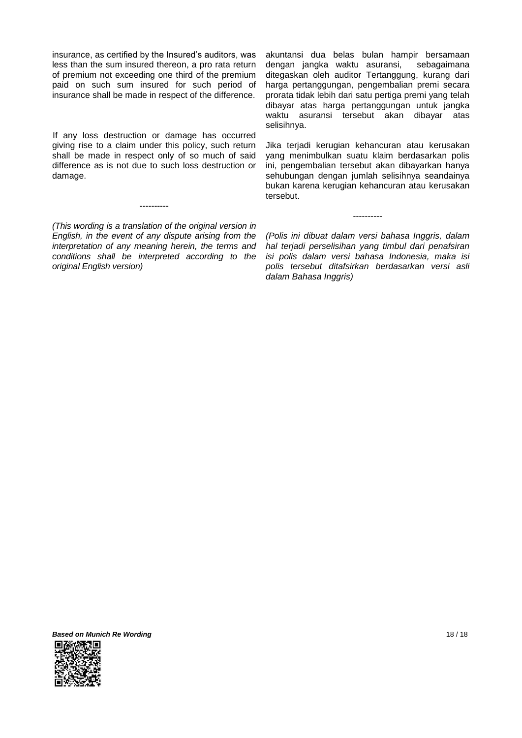insurance, as certified by the Insured's auditors, was less than the sum insured thereon, a pro rata return of premium not exceeding one third of the premium paid on such sum insured for such period of insurance shall be made in respect of the difference.

If any loss destruction or damage has occurred giving rise to a claim under this policy, such return shall be made in respect only of so much of said difference as is not due to such loss destruction or damage.

----------

*(This wording is a translation of the original version in English, in the event of any dispute arising from the interpretation of any meaning herein, the terms and conditions shall be interpreted according to the original English version)*

akuntansi dua belas bulan hampir bersamaan dengan jangka waktu asuransi, sebagaimana ditegaskan oleh auditor Tertanggung, kurang dari harga pertanggungan, pengembalian premi secara prorata tidak lebih dari satu pertiga premi yang telah dibayar atas harga pertanggungan untuk jangka waktu asuransi tersebut akan dibayar atas selisihnya.

Jika terjadi kerugian kehancuran atau kerusakan yang menimbulkan suatu klaim berdasarkan polis ini, pengembalian tersebut akan dibayarkan hanya sehubungan dengan jumlah selisihnya seandainya bukan karena kerugian kehancuran atau kerusakan tersebut.

----------

*(Polis ini dibuat dalam versi bahasa Inggris, dalam hal terjadi perselisihan yang timbul dari penafsiran isi polis dalam versi bahasa Indonesia, maka isi polis tersebut ditafsirkan berdasarkan versi asli dalam Bahasa Inggris)*